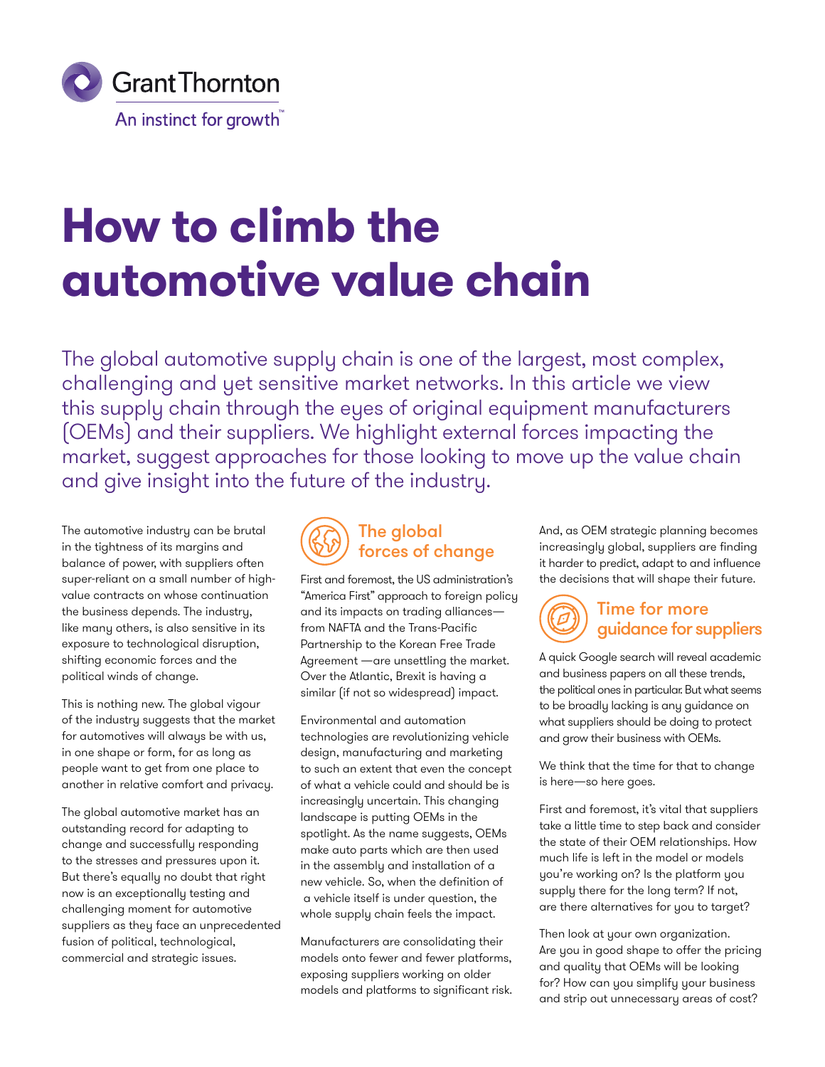Grant Thornton

An instinct for growth™

# How to climb the automotive value chain

The global automotive supply chain is one of the largest, most complex, challenging and yet sensitive market networks. In this article we view this supply chain through the eyes of original equipment manufacturers (OEMs) and their suppliers. We highlight external forces impacting the market, suggest approaches for those looking to move up the value chain and give insight into the future of the industry.

The automotive industry can be brutal in the tightness of its margins and balance of power, with suppliers often super-reliant on a small number of high-value contracts on whose continuation the business depends. The industry, like many others, is also sensitive in its exposure to technological disruption, shifting economic forces and the political winds of change.

This is nothing new. The global vigour of the industry suggests that the market for automotives will always be with us, in one shape or form, for as long as people want to get from one place to another in relative comfort and privacy.

The global automotive market has an outstanding record for adapting to change and successfully responding to the stresses and pressures upon it. But there's equally no doubt that right now is an exceptionally testing and challenging moment for automotive suppliers as they face an unprecedented fusion of political, technological, commercial and strategic issues.

## The global forces of change

First and foremost, the US administration's "America First" approach to foreign policy and its impacts on trading alliances—from NAFTA and the Trans-Pacific Partnership to the Korean Free Trade Agreement —are unsettling the market. Over the Atlantic, Brexit is having a similar (if not so widespread) impact.

Environmental and automation technologies are revolutionizing vehicle design, manufacturing and marketing to such an extent that even the concept of what a vehicle could and should be is increasingly uncertain. This changing landscape is putting OEMs in the spotlight. As the name suggests, OEMs make auto parts which are then used in the assembly and installation of a new vehicle. So, when the definition of a vehicle itself is under question, the whole supply chain feels the impact.

Manufacturers are consolidating their models onto fewer and fewer platforms, exposing suppliers working on older models and platforms to significant risk. And, as OEM strategic planning becomes increasingly global, suppliers are finding it harder to predict, adapt to and influence the decisions that will shape their future.

## Time for more guidance for suppliers

A quick Google search will reveal academic and business papers on all these trends, the political ones in particular. But what seems to be broadly lacking is any guidance on what suppliers should be doing to protect and grow their business with OEMs.

We think that the time for that to change is here—so here goes.

First and foremost, it's vital that suppliers take a little time to step back and consider the state of their OEM relationships. How much life is left in the model or models you're working on? Is the platform you supply there for the long term? If not, are there alternatives for you to target?

Then look at your own organization. Are you in good shape to offer the pricing and quality that OEMs will be looking for? How can you simplify your business and strip out unnecessary areas of cost?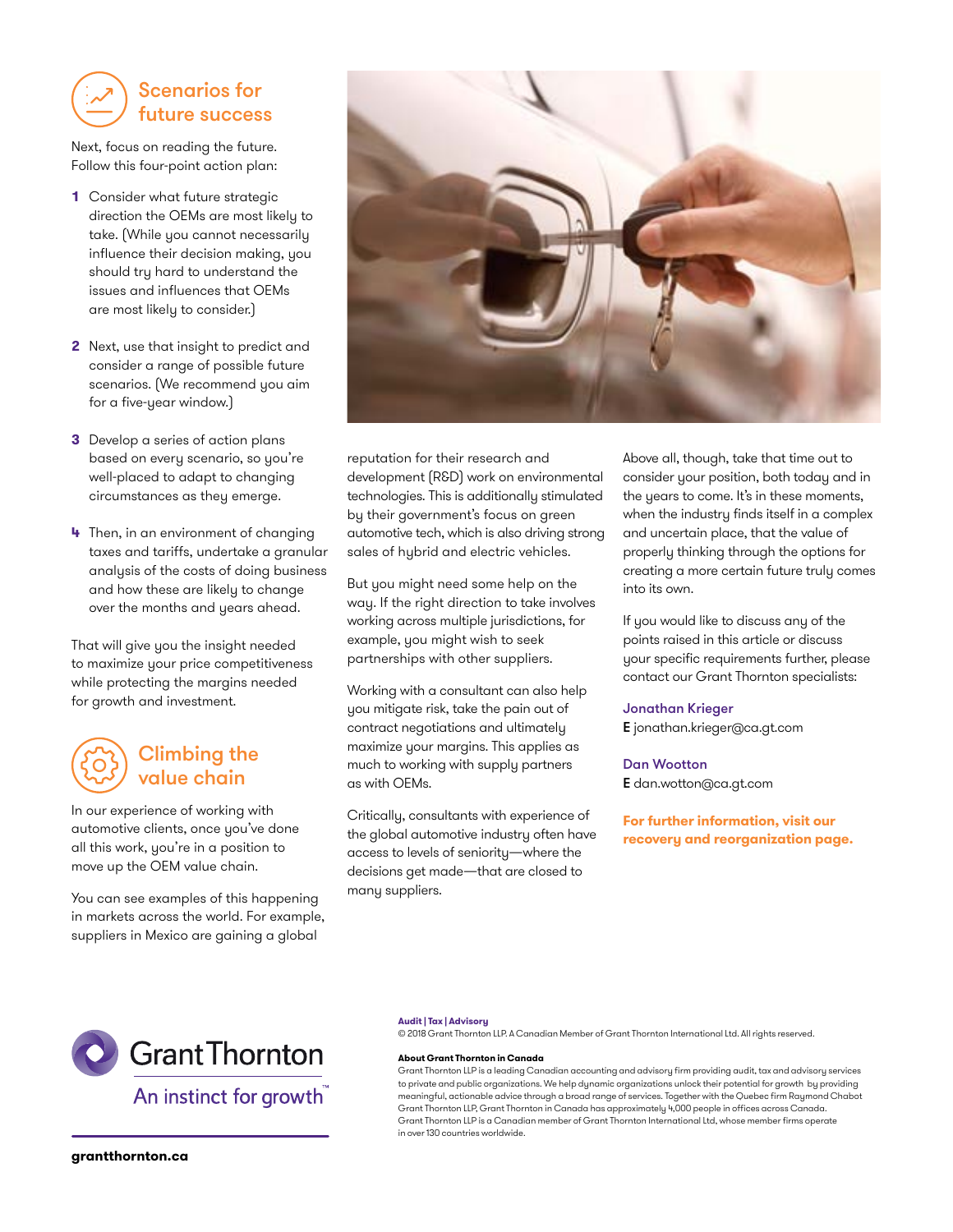## Scenarios for future success

Next, focus on reading the future. Follow this four-point action plan:

1. Consider what future strategic direction the OEMs are most likely to take. (While you cannot necessarily influence their decision making, you should try hard to understand the issues and influences that OEMs are most likely to consider.)
2. Next, use that insight to predict and consider a range of possible future scenarios. (We recommend you aim for a five-year window.)
3. Develop a series of action plans based on every scenario, so you're well-placed to adapt to changing circumstances as they emerge.
4. Then, in an environment of changing taxes and tariffs, undertake a granular analysis of the costs of doing business and how these are likely to change over the months and years ahead.

That will give you the insight needed to maximize your price competitiveness while protecting the margins needed for growth and investment.

## Climbing the value chain

In our experience of working with automotive clients, once you've done all this work, you're in a position to move up the OEM value chain.

You can see examples of this happening in markets across the world. For example, suppliers in Mexico are gaining a global reputation for their research and development (R&D) work on environmental technologies. This is additionally stimulated by their government's focus on green automotive tech, which is also driving strong sales of hybrid and electric vehicles.

But you might need some help on the way. If the right direction to take involves working across multiple jurisdictions, for example, you might wish to seek partnerships with other suppliers.

Working with a consultant can also help you mitigate risk, take the pain out of contract negotiations and ultimately maximize your margins. This applies as much to working with supply partners as with OEMs.

Critically, consultants with experience of the global automotive industry often have access to levels of seniority—where the decisions get made—that are closed to many suppliers.

Above all, though, take that time out to consider your position, both today and in the years to come. It's in these moments, when the industry finds itself in a complex and uncertain place, that the value of properly thinking through the options for creating a more certain future truly comes into its own.

If you would like to discuss any of the points raised in this article or discuss your specific requirements further, please contact our Grant Thornton specialists:

**Jonathan Krieger**
**E** jonathan.krieger@ca.gt.com

**Dan Wootton**
**E** dan.wotton@ca.gt.com

**For further information, visit our recovery and reorganization page.**

Grant Thornton
An instinct for growth™

**Audit | Tax | Advisory**
© 2018 Grant Thornton LLP. A Canadian Member of Grant Thornton International Ltd. All rights reserved.

**About Grant Thornton in Canada**
Grant Thornton LLP is a leading Canadian accounting and advisory firm providing audit, tax and advisory services to private and public organizations. We help dynamic organizations unlock their potential for growth by providing meaningful, actionable advice through a broad range of services. Together with the Quebec firm Raymond Chabot Grant Thornton LLP, Grant Thornton in Canada has approximately 4,000 people in offices across Canada. Grant Thornton LLP is a Canadian member of Grant Thornton International Ltd, whose member firms operate in over 130 countries worldwide.

**grantthornton.ca**